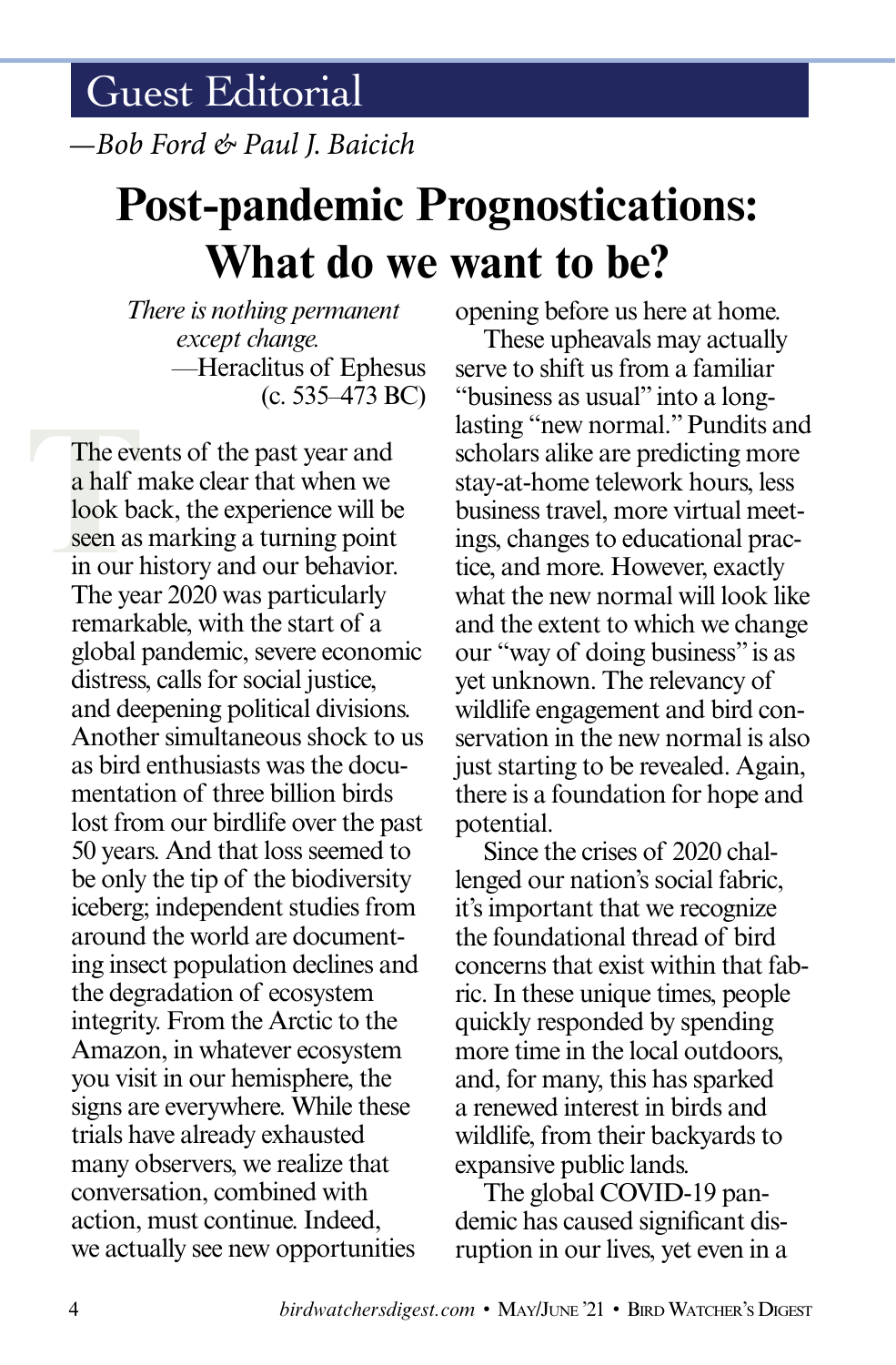## Guest Editorial

*—Bob Ford & Paul J. Baicich*

# Post-pandemic Prognostications: What do we want to be?

*There is nothing permanent except change.*
—Heraclitus of Ephesus (c. 535–473 BC)

The events of the past year and a half make clear that when we look back, the experience will be seen as marking a turning point in our history and our behavior. The year 2020 was particularly remarkable, with the start of a global pandemic, severe economic distress, calls for social justice, and deepening political divisions. Another simultaneous shock to us as bird enthusiasts was the documentation of three billion birds lost from our birdlife over the past 50 years. And that loss seemed to be only the tip of the biodiversity iceberg; independent studies from around the world are documenting insect population declines and the degradation of ecosystem integrity. From the Arctic to the Amazon, in whatever ecosystem you visit in our hemisphere, the signs are everywhere. While these trials have already exhausted many observers, we realize that conversation, combined with action, must continue. Indeed, we actually see new opportunities opening before us here at home.

These upheavals may actually serve to shift us from a familiar "business as usual" into a long-lasting "new normal." Pundits and scholars alike are predicting more stay-at-home telework hours, less business travel, more virtual meetings, changes to educational practice, and more. However, exactly what the new normal will look like and the extent to which we change our "way of doing business" is as yet unknown. The relevancy of wildlife engagement and bird conservation in the new normal is also just starting to be revealed. Again, there is a foundation for hope and potential.

Since the crises of 2020 challenged our nation's social fabric, it's important that we recognize the foundational thread of bird concerns that exist within that fabric. In these unique times, people quickly responded by spending more time in the local outdoors, and, for many, this has sparked a renewed interest in birds and wildlife, from their backyards to expansive public lands.

The global COVID-19 pandemic has caused significant disruption in our lives, yet even in a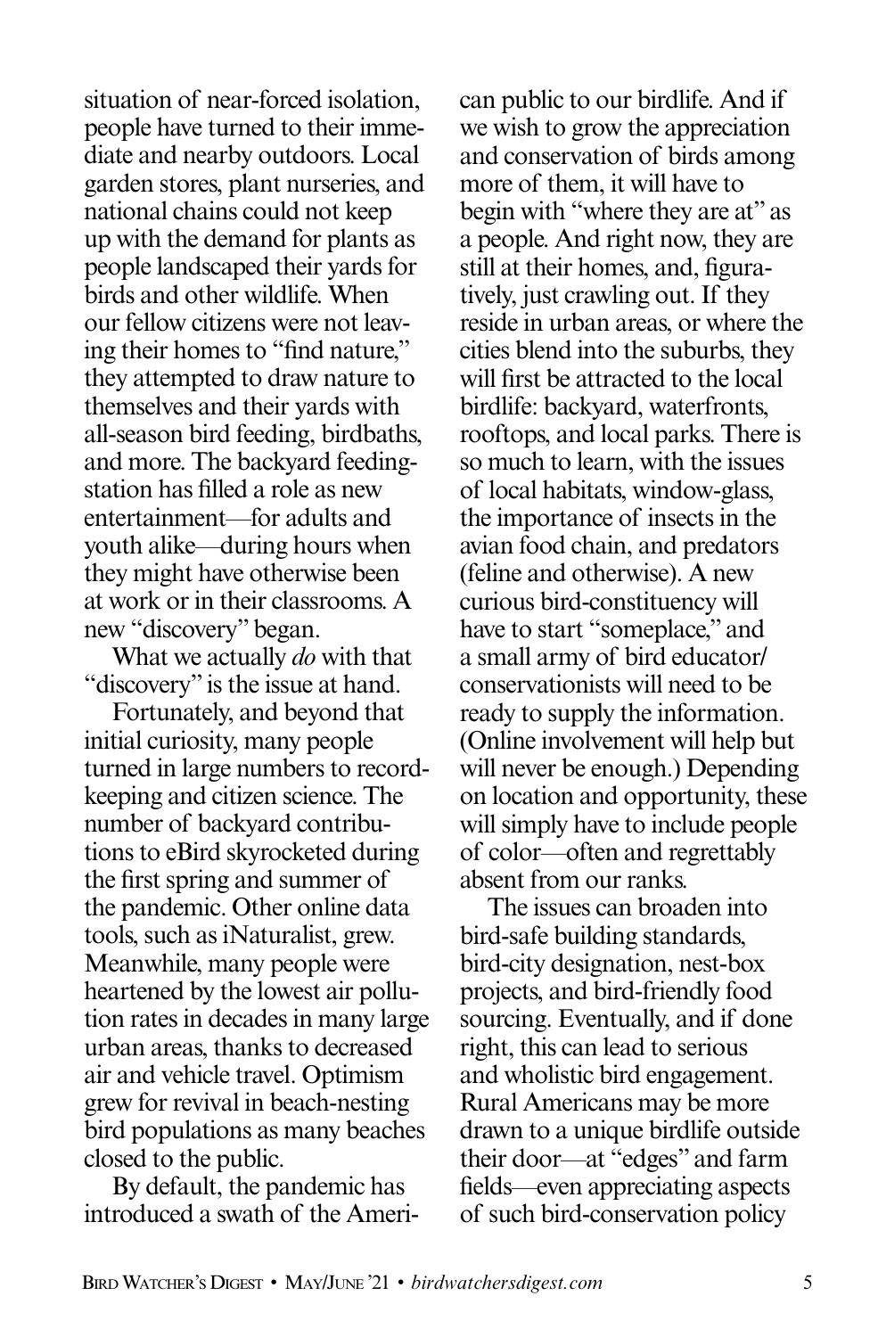situation of near-forced isolation, people have turned to their immediate and nearby outdoors. Local garden stores, plant nurseries, and national chains could not keep up with the demand for plants as people landscaped their yards for birds and other wildlife. When our fellow citizens were not leaving their homes to "find nature," they attempted to draw nature to themselves and their yards with all-season bird feeding, birdbaths, and more. The backyard feeding-station has filled a role as new entertainment—for adults and youth alike—during hours when they might have otherwise been at work or in their classrooms. A new "discovery" began.

What we actually *do* with that "discovery" is the issue at hand.

Fortunately, and beyond that initial curiosity, many people turned in large numbers to record-keeping and citizen science. The number of backyard contributions to eBird skyrocketed during the first spring and summer of the pandemic. Other online data tools, such as iNaturalist, grew. Meanwhile, many people were heartened by the lowest air pollution rates in decades in many large urban areas, thanks to decreased air and vehicle travel. Optimism grew for revival in beach-nesting bird populations as many beaches closed to the public.

By default, the pandemic has introduced a swath of the American public to our birdlife. And if we wish to grow the appreciation and conservation of birds among more of them, it will have to begin with "where they are at" as a people. And right now, they are still at their homes, and, figuratively, just crawling out. If they reside in urban areas, or where the cities blend into the suburbs, they will first be attracted to the local birdlife: backyard, waterfronts, rooftops, and local parks. There is so much to learn, with the issues of local habitats, window-glass, the importance of insects in the avian food chain, and predators (feline and otherwise). A new curious bird-constituency will have to start "someplace," and a small army of bird educator/conservationists will need to be ready to supply the information. (Online involvement will help but will never be enough.) Depending on location and opportunity, these will simply have to include people of color—often and regrettably absent from our ranks.

The issues can broaden into bird-safe building standards, bird-city designation, nest-box projects, and bird-friendly food sourcing. Eventually, and if done right, this can lead to serious and wholistic bird engagement. Rural Americans may be more drawn to a unique birdlife outside their door—at "edges" and farm fields—even appreciating aspects of such bird-conservation policy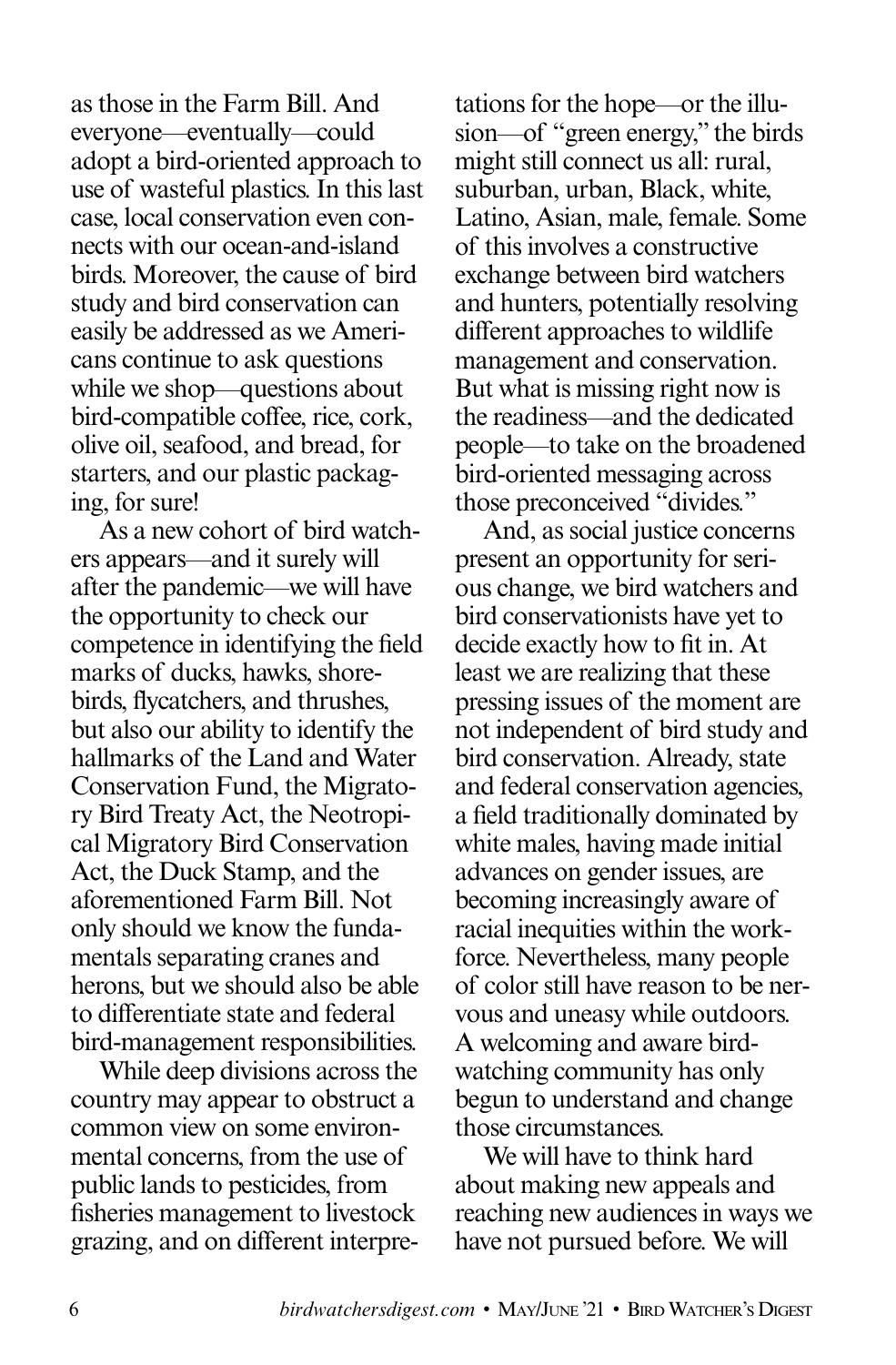as those in the Farm Bill. And everyone—eventually—could adopt a bird-oriented approach to use of wasteful plastics. In this last case, local conservation even connects with our ocean-and-island birds. Moreover, the cause of bird study and bird conservation can easily be addressed as we Americans continue to ask questions while we shop—questions about bird-compatible coffee, rice, cork, olive oil, seafood, and bread, for starters, and our plastic packaging, for sure!

As a new cohort of bird watchers appears—and it surely will after the pandemic—we will have the opportunity to check our competence in identifying the field marks of ducks, hawks, shorebirds, flycatchers, and thrushes, but also our ability to identify the hallmarks of the Land and Water Conservation Fund, the Migratory Bird Treaty Act, the Neotropical Migratory Bird Conservation Act, the Duck Stamp, and the aforementioned Farm Bill. Not only should we know the fundamentals separating cranes and herons, but we should also be able to differentiate state and federal bird-management responsibilities.

While deep divisions across the country may appear to obstruct a common view on some environmental concerns, from the use of public lands to pesticides, from fisheries management to livestock grazing, and on different interpretations for the hope—or the illusion—of "green energy," the birds might still connect us all: rural, suburban, urban, Black, white, Latino, Asian, male, female. Some of this involves a constructive exchange between bird watchers and hunters, potentially resolving different approaches to wildlife management and conservation. But what is missing right now is the readiness—and the dedicated people—to take on the broadened bird-oriented messaging across those preconceived "divides."

And, as social justice concerns present an opportunity for serious change, we bird watchers and bird conservationists have yet to decide exactly how to fit in. At least we are realizing that these pressing issues of the moment are not independent of bird study and bird conservation. Already, state and federal conservation agencies, a field traditionally dominated by white males, having made initial advances on gender issues, are becoming increasingly aware of racial inequities within the workforce. Nevertheless, many people of color still have reason to be nervous and uneasy while outdoors. A welcoming and aware birdwatching community has only begun to understand and change those circumstances.

We will have to think hard about making new appeals and reaching new audiences in ways we have not pursued before. We will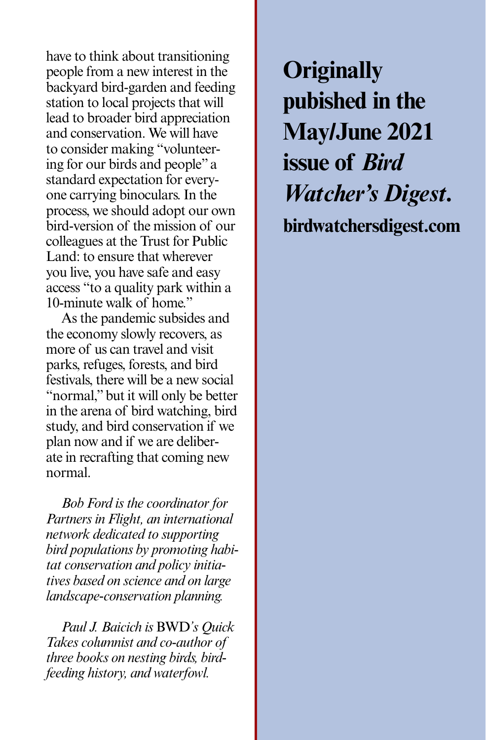have to think about transitioning people from a new interest in the backyard bird-garden and feeding station to local projects that will lead to broader bird appreciation and conservation. We will have to consider making "volunteering for our birds and people" a standard expectation for everyone carrying binoculars. In the process, we should adopt our own bird-version of the mission of our colleagues at the Trust for Public Land: to ensure that wherever you live, you have safe and easy access "to a quality park within a 10-minute walk of home."

As the pandemic subsides and the economy slowly recovers, as more of us can travel and visit parks, refuges, forests, and bird festivals, there will be a new social "normal," but it will only be better in the arena of bird watching, bird study, and bird conservation if we plan now and if we are deliberate in recrafting that coming new normal.

*Bob Ford is the coordinator for Partners in Flight, an international network dedicated to supporting bird populations by promoting habitat conservation and policy initiatives based on science and on large landscape-conservation planning.*

*Paul J. Baicich is* BWD*'s Quick Takes columnist and co-author of three books on nesting birds, bird-feeding history, and waterfowl.*

**Originally pubished in the May/June 2021 issue of *Bird Watcher's Digest*.**

**birdwatchersdigest.com**